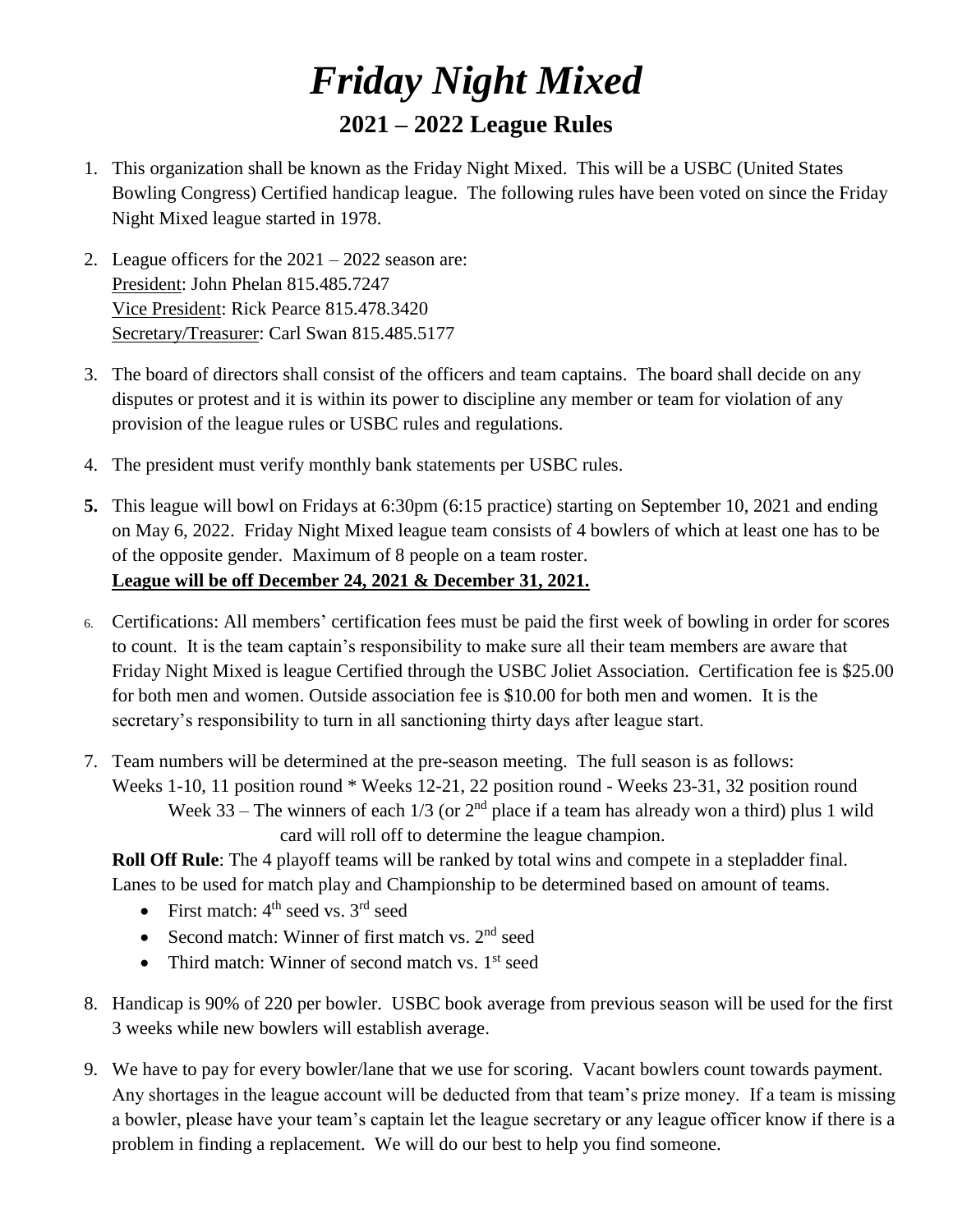# *Friday Night Mixed*

## 2021 – 2022 League Rules

1. This organization shall be known as the Friday Night Mixed. This will be a USBC (United States Bowling Congress) Certified handicap league. The following rules have been voted on since the Friday Night Mixed league started in 1978.

2. League officers for the 2021 – 2022 season are:
   President: John Phelan 815.485.7247
   Vice President: Rick Pearce 815.478.3420
   Secretary/Treasurer: Carl Swan 815.485.5177

3. The board of directors shall consist of the officers and team captains. The board shall decide on any disputes or protest and it is within its power to discipline any member or team for violation of any provision of the league rules or USBC rules and regulations.

4. The president must verify monthly bank statements per USBC rules.

5. This league will bowl on Fridays at 6:30pm (6:15 practice) starting on September 10, 2021 and ending on May 6, 2022. Friday Night Mixed league team consists of 4 bowlers of which at least one has to be of the opposite gender. Maximum of 8 people on a team roster.
   **League will be off December 24, 2021 & December 31, 2021.**

6. Certifications: All members' certification fees must be paid the first week of bowling in order for scores to count. It is the team captain's responsibility to make sure all their team members are aware that Friday Night Mixed is league Certified through the USBC Joliet Association. Certification fee is $25.00 for both men and women. Outside association fee is $10.00 for both men and women. It is the secretary's responsibility to turn in all sanctioning thirty days after league start.

7. Team numbers will be determined at the pre-season meeting. The full season is as follows:
   Weeks 1-10, 11 position round * Weeks 12-21, 22 position round - Weeks 23-31, 32 position round
   Week 33 – The winners of each 1/3 (or 2nd place if a team has already won a third) plus 1 wild card will roll off to determine the league champion.

   **Roll Off Rule**: The 4 playoff teams will be ranked by total wins and compete in a stepladder final. Lanes to be used for match play and Championship to be determined based on amount of teams.
   - First match: 4th seed vs. 3rd seed
   - Second match: Winner of first match vs. 2nd seed
   - Third match: Winner of second match vs. 1st seed

8. Handicap is 90% of 220 per bowler. USBC book average from previous season will be used for the first 3 weeks while new bowlers will establish average.

9. We have to pay for every bowler/lane that we use for scoring. Vacant bowlers count towards payment. Any shortages in the league account will be deducted from that team's prize money. If a team is missing a bowler, please have your team's captain let the league secretary or any league officer know if there is a problem in finding a replacement. We will do our best to help you find someone.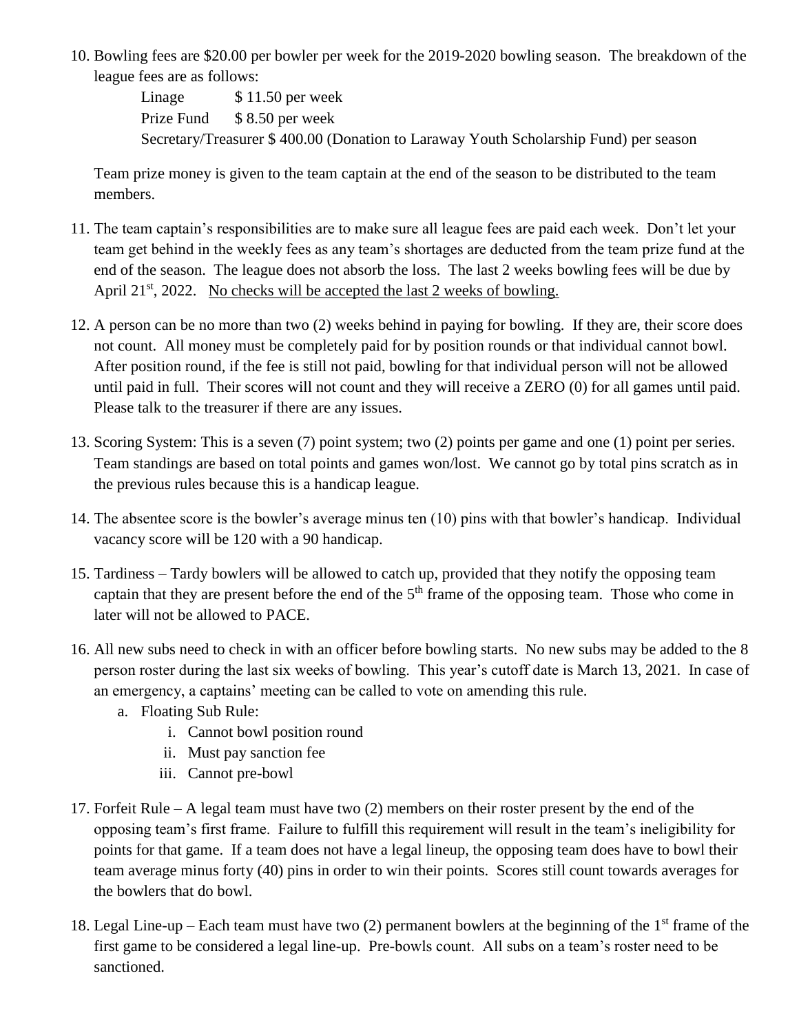10. Bowling fees are $20.00 per bowler per week for the 2019-2020 bowling season. The breakdown of the league fees are as follows:

    Linage $ 11.50 per week
    Prize Fund $ 8.50 per week
    Secretary/Treasurer $ 400.00 (Donation to Laraway Youth Scholarship Fund) per season

    Team prize money is given to the team captain at the end of the season to be distributed to the team members.

11. The team captain's responsibilities are to make sure all league fees are paid each week. Don't let your team get behind in the weekly fees as any team's shortages are deducted from the team prize fund at the end of the season. The league does not absorb the loss. The last 2 weeks bowling fees will be due by April 21st, 2022. <u>No checks will be accepted the last 2 weeks of bowling.</u>

12. A person can be no more than two (2) weeks behind in paying for bowling. If they are, their score does not count. All money must be completely paid for by position rounds or that individual cannot bowl. After position round, if the fee is still not paid, bowling for that individual person will not be allowed until paid in full. Their scores will not count and they will receive a ZERO (0) for all games until paid. Please talk to the treasurer if there are any issues.

13. Scoring System: This is a seven (7) point system; two (2) points per game and one (1) point per series. Team standings are based on total points and games won/lost. We cannot go by total pins scratch as in the previous rules because this is a handicap league.

14. The absentee score is the bowler's average minus ten (10) pins with that bowler's handicap. Individual vacancy score will be 120 with a 90 handicap.

15. Tardiness – Tardy bowlers will be allowed to catch up, provided that they notify the opposing team captain that they are present before the end of the 5th frame of the opposing team. Those who come in later will not be allowed to PACE.

16. All new subs need to check in with an officer before bowling starts. No new subs may be added to the 8 person roster during the last six weeks of bowling. This year's cutoff date is March 13, 2021. In case of an emergency, a captains' meeting can be called to vote on amending this rule.
    a. Floating Sub Rule:
        i. Cannot bowl position round
        ii. Must pay sanction fee
        iii. Cannot pre-bowl

17. Forfeit Rule – A legal team must have two (2) members on their roster present by the end of the opposing team's first frame. Failure to fulfill this requirement will result in the team's ineligibility for points for that game. If a team does not have a legal lineup, the opposing team does have to bowl their team average minus forty (40) pins in order to win their points. Scores still count towards averages for the bowlers that do bowl.

18. Legal Line-up – Each team must have two (2) permanent bowlers at the beginning of the 1st frame of the first game to be considered a legal line-up. Pre-bowls count. All subs on a team's roster need to be sanctioned.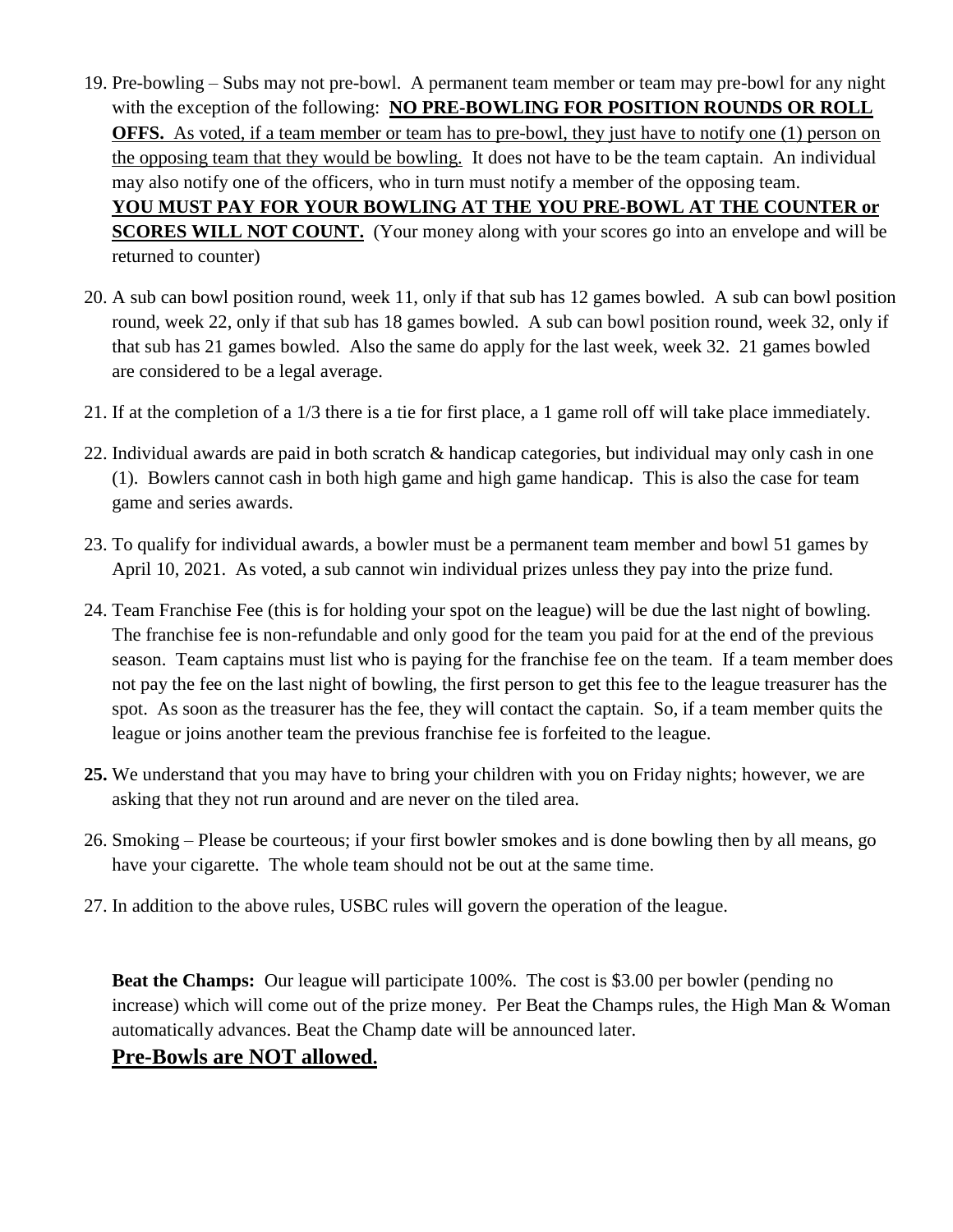19. Pre-bowling – Subs may not pre-bowl. A permanent team member or team may pre-bowl for any night with the exception of the following: **<u>NO PRE-BOWLING FOR POSITION ROUNDS OR ROLL OFFS.</u>** <u>As voted, if a team member or team has to pre-bowl, they just have to notify one (1) person on the opposing team that they would be bowling.</u> It does not have to be the team captain. An individual may also notify one of the officers, who in turn must notify a member of the opposing team. **<u>YOU MUST PAY FOR YOUR BOWLING AT THE YOU PRE-BOWL AT THE COUNTER or SCORES WILL NOT COUNT.</u>** (Your money along with your scores go into an envelope and will be returned to counter)

20. A sub can bowl position round, week 11, only if that sub has 12 games bowled. A sub can bowl position round, week 22, only if that sub has 18 games bowled. A sub can bowl position round, week 32, only if that sub has 21 games bowled. Also the same do apply for the last week, week 32. 21 games bowled are considered to be a legal average.

21. If at the completion of a 1/3 there is a tie for first place, a 1 game roll off will take place immediately.

22. Individual awards are paid in both scratch & handicap categories, but individual may only cash in one (1). Bowlers cannot cash in both high game and high game handicap. This is also the case for team game and series awards.

23. To qualify for individual awards, a bowler must be a permanent team member and bowl 51 games by April 10, 2021. As voted, a sub cannot win individual prizes unless they pay into the prize fund.

24. Team Franchise Fee (this is for holding your spot on the league) will be due the last night of bowling. The franchise fee is non-refundable and only good for the team you paid for at the end of the previous season. Team captains must list who is paying for the franchise fee on the team. If a team member does not pay the fee on the last night of bowling, the first person to get this fee to the league treasurer has the spot. As soon as the treasurer has the fee, they will contact the captain. So, if a team member quits the league or joins another team the previous franchise fee is forfeited to the league.

**25.** We understand that you may have to bring your children with you on Friday nights; however, we are asking that they not run around and are never on the tiled area.

26. Smoking – Please be courteous; if your first bowler smokes and is done bowling then by all means, go have your cigarette. The whole team should not be out at the same time.

27. In addition to the above rules, USBC rules will govern the operation of the league.

**Beat the Champs:** Our league will participate 100%. The cost is $3.00 per bowler (pending no increase) which will come out of the prize money. Per Beat the Champs rules, the High Man & Woman automatically advances. Beat the Champ date will be announced later.

## <u>Pre-Bowls are NOT allowed.</u>